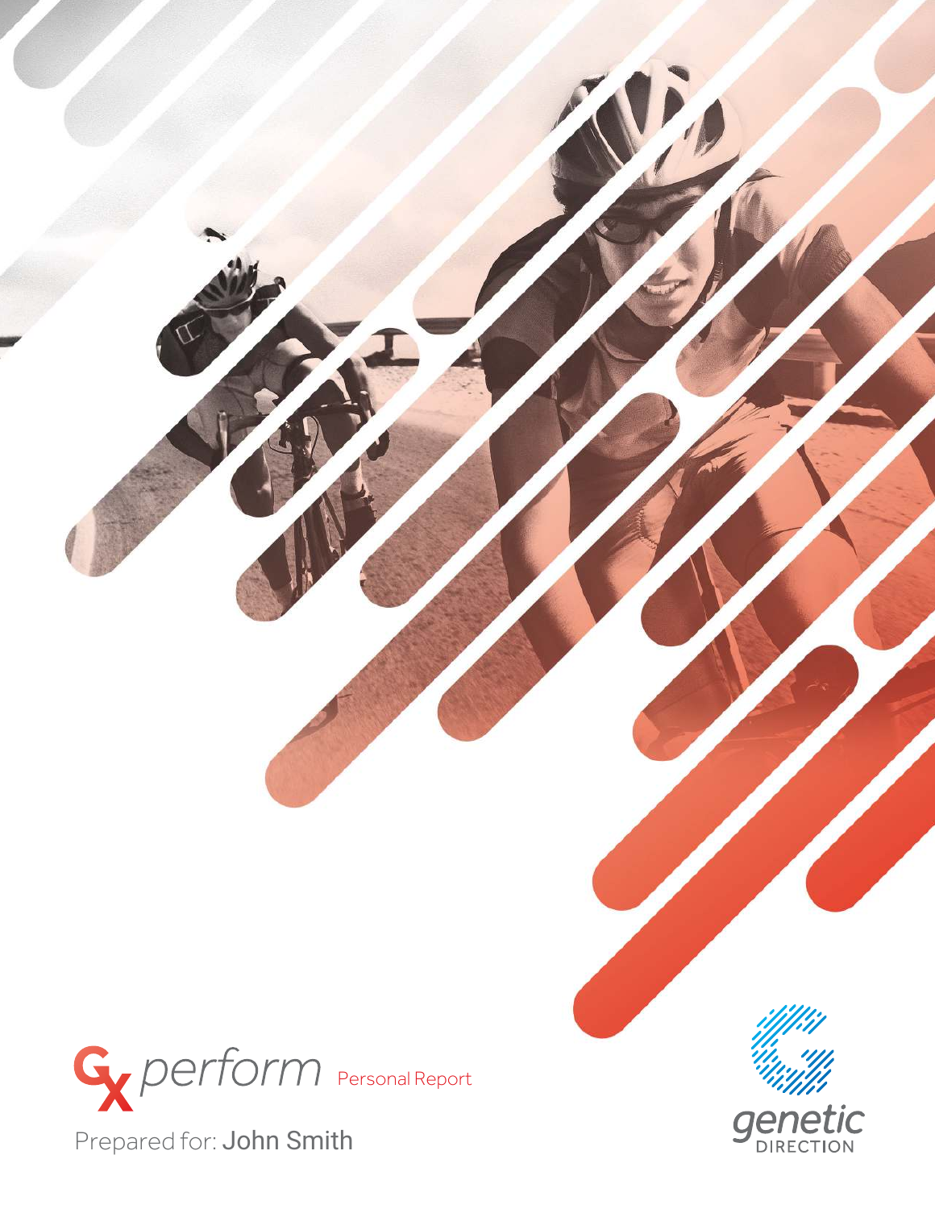# GX perform Personal Report

Prepared for: John Smith

genetic DIRECTION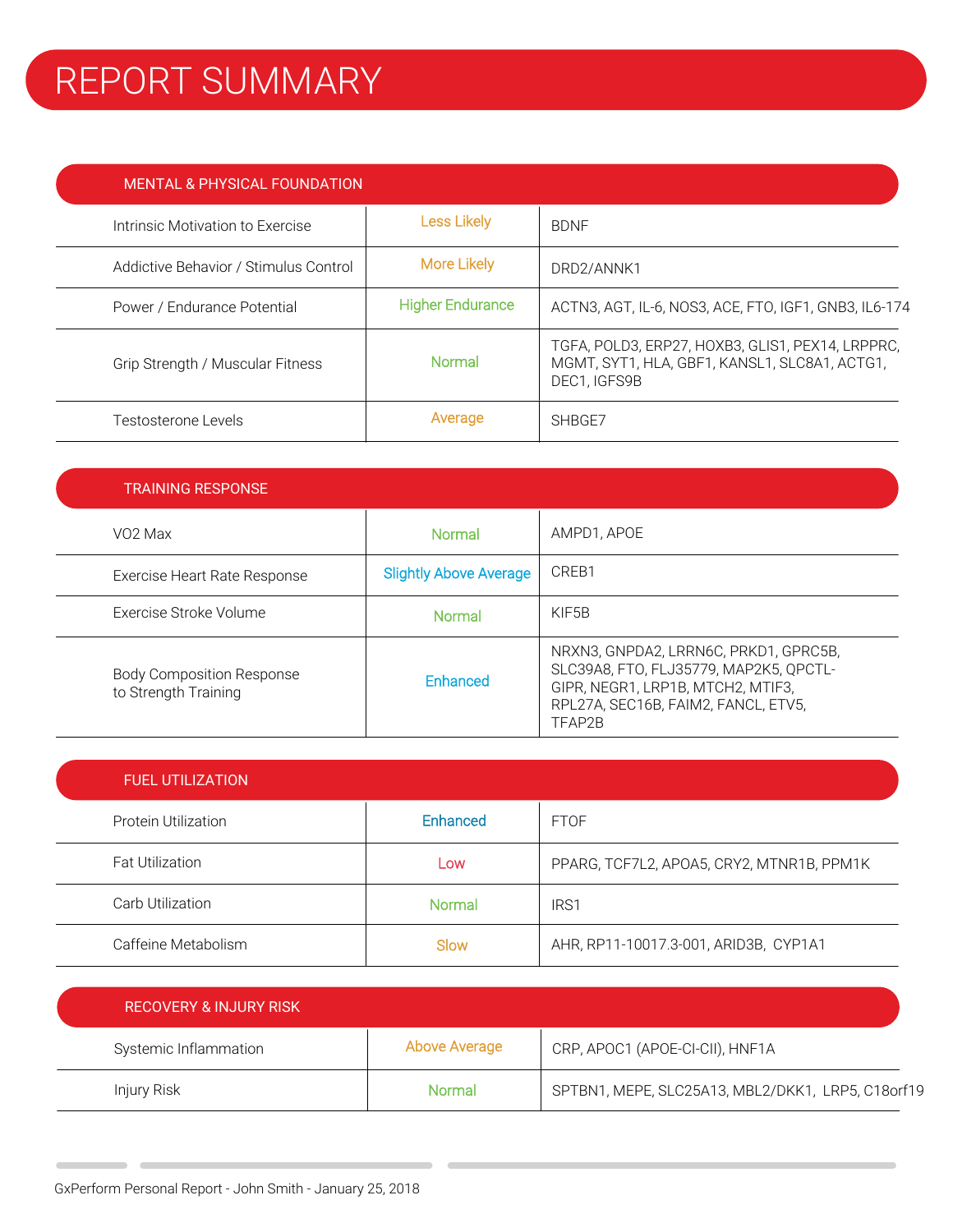# REPORT SUMMARY

## MENTAL & PHYSICAL FOUNDATION

| | | |
|---|---|---|
| Intrinsic Motivation to Exercise | Less Likely | BDNF |
| Addictive Behavior / Stimulus Control | More Likely | DRD2/ANNK1 |
| Power / Endurance Potential | Higher Endurance | ACTN3, AGT, IL-6, NOS3, ACE, FTO, IGF1, GNB3, IL6-174 |
| Grip Strength / Muscular Fitness | Normal | TGFA, POLD3, ERP27, HOXB3, GLIS1, PEX14, LRPPRC, MGMT, SYT1, HLA, GBF1, KANSL1, SLC8A1, ACTG1, DEC1, IGFS9B |
| Testosterone Levels | Average | SHBGE7 |

## TRAINING RESPONSE

| | | |
|---|---|---|
| VO2 Max | Normal | AMPD1, APOE |
| Exercise Heart Rate Response | Slightly Above Average | CREB1 |
| Exercise Stroke Volume | Normal | KIF5B |
| Body Composition Response to Strength Training | Enhanced | NRXN3, GNPDA2, LRRN6C, PRKD1, GPRC5B, SLC39A8, FTO, FLJ35779, MAP2K5, QPCTL-GIPR, NEGR1, LRP1B, MTCH2, MTIF3, RPL27A, SEC16B, FAIM2, FANCL, ETV5, TFAP2B |

## FUEL UTILIZATION

| | | |
|---|---|---|
| Protein Utilization | Enhanced | FTOF |
| Fat Utilization | Low | PPARG, TCF7L2, APOA5, CRY2, MTNR1B, PPM1K |
| Carb Utilization | Normal | IRS1 |
| Caffeine Metabolism | Slow | AHR, RP11-10017.3-001, ARID3B, CYP1A1 |

## RECOVERY & INJURY RISK

| | | |
|---|---|---|
| Systemic Inflammation | Above Average | CRP, APOC1 (APOE-CI-CII), HNF1A |
| Injury Risk | Normal | SPTBN1, MEPE, SLC25A13, MBL2/DKK1, LRP5, C18orf19 |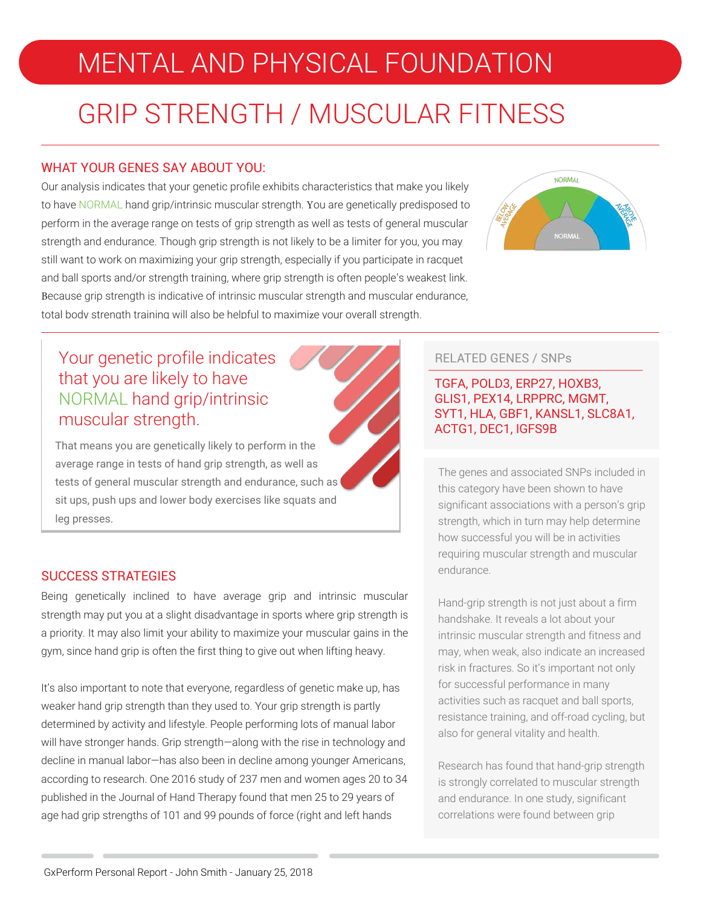# MENTAL AND PHYSICAL FOUNDATION

## GRIP STRENGTH / MUSCULAR FITNESS

### WHAT YOUR GENES SAY ABOUT YOU:

Our analysis indicates that your genetic profile exhibits characteristics that make you likely to have NORMAL hand grip/intrinsic muscular strength. You are genetically predisposed to perform in the average range on tests of grip strength as well as tests of general muscular strength and endurance. Though grip strength is not likely to be a limiter for you, you may still want to work on maximizing your grip strength, especially if you participate in racquet and ball sports and/or strength training, where grip strength is often people's weakest link. Because grip strength is indicative of intrinsic muscular strength and muscular endurance, total body strength training will also be helpful to maximize your overall strength.

BELOW AVERAGE | NORMAL | ABOVE AVERAGE

NORMAL

Your genetic profile indicates that you are likely to have NORMAL hand grip/intrinsic muscular strength.

That means you are genetically likely to perform in the average range in tests of hand grip strength, as well as tests of general muscular strength and endurance, such as sit ups, push ups and lower body exercises like squats and leg presses.

### RELATED GENES / SNPs

TGFA, POLD3, ERP27, HOXB3, GLIS1, PEX14, LRPPRC, MGMT, SYT1, HLA, GBF1, KANSL1, SLC8A1, ACTG1, DEC1, IGFS9B

The genes and associated SNPs included in this category have been shown to have significant associations with a person's grip strength, which in turn may help determine how successful you will be in activities requiring muscular strength and muscular endurance.

Hand-grip strength is not just about a firm handshake. It reveals a lot about your intrinsic muscular strength and fitness and may, when weak, also indicate an increased risk in fractures. So it's important not only for successful performance in many activities such as racquet and ball sports, resistance training, and off-road cycling, but also for general vitality and health.

Research has found that hand-grip strength is strongly correlated to muscular strength and endurance. In one study, significant correlations were found between grip

### SUCCESS STRATEGIES

Being genetically inclined to have average grip and intrinsic muscular strength may put you at a slight disadvantage in sports where grip strength is a priority. It may also limit your ability to maximize your muscular gains in the gym, since hand grip is often the first thing to give out when lifting heavy.

It's also important to note that everyone, regardless of genetic make up, has weaker hand grip strength than they used to. Your grip strength is partly determined by activity and lifestyle. People performing lots of manual labor will have stronger hands. Grip strength—along with the rise in technology and decline in manual labor—has also been in decline among younger Americans, according to research. One 2016 study of 237 men and women ages 20 to 34 published in the Journal of Hand Therapy found that men 25 to 29 years of age had grip strengths of 101 and 99 pounds of force (right and left hands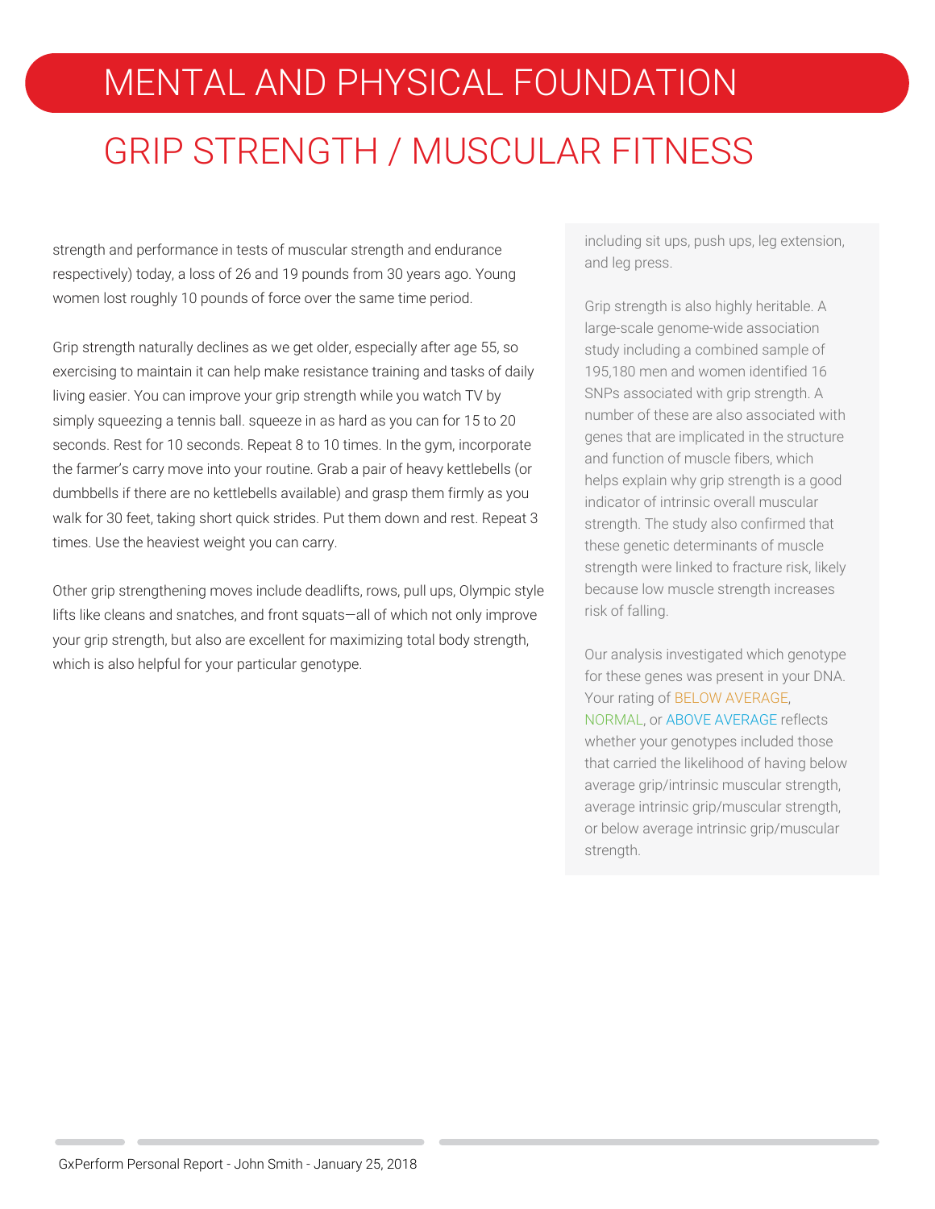# MENTAL AND PHYSICAL FOUNDATION

## GRIP STRENGTH / MUSCULAR FITNESS

strength and performance in tests of muscular strength and endurance respectively) today, a loss of 26 and 19 pounds from 30 years ago. Young women lost roughly 10 pounds of force over the same time period.

Grip strength naturally declines as we get older, especially after age 55, so exercising to maintain it can help make resistance training and tasks of daily living easier. You can improve your grip strength while you watch TV by simply squeezing a tennis ball. squeeze in as hard as you can for 15 to 20 seconds. Rest for 10 seconds. Repeat 8 to 10 times. In the gym, incorporate the farmer's carry move into your routine. Grab a pair of heavy kettlebells (or dumbbells if there are no kettlebells available) and grasp them firmly as you walk for 30 feet, taking short quick strides. Put them down and rest. Repeat 3 times. Use the heaviest weight you can carry.

Other grip strengthening moves include deadlifts, rows, pull ups, Olympic style lifts like cleans and snatches, and front squats—all of which not only improve your grip strength, but also are excellent for maximizing total body strength, which is also helpful for your particular genotype.

including sit ups, push ups, leg extension, and leg press.

Grip strength is also highly heritable. A large-scale genome-wide association study including a combined sample of 195,180 men and women identified 16 SNPs associated with grip strength. A number of these are also associated with genes that are implicated in the structure and function of muscle fibers, which helps explain why grip strength is a good indicator of intrinsic overall muscular strength. The study also confirmed that these genetic determinants of muscle strength were linked to fracture risk, likely because low muscle strength increases risk of falling.

Our analysis investigated which genotype for these genes was present in your DNA. Your rating of BELOW AVERAGE, NORMAL, or ABOVE AVERAGE reflects whether your genotypes included those that carried the likelihood of having below average grip/intrinsic muscular strength, average intrinsic grip/muscular strength, or below average intrinsic grip/muscular strength.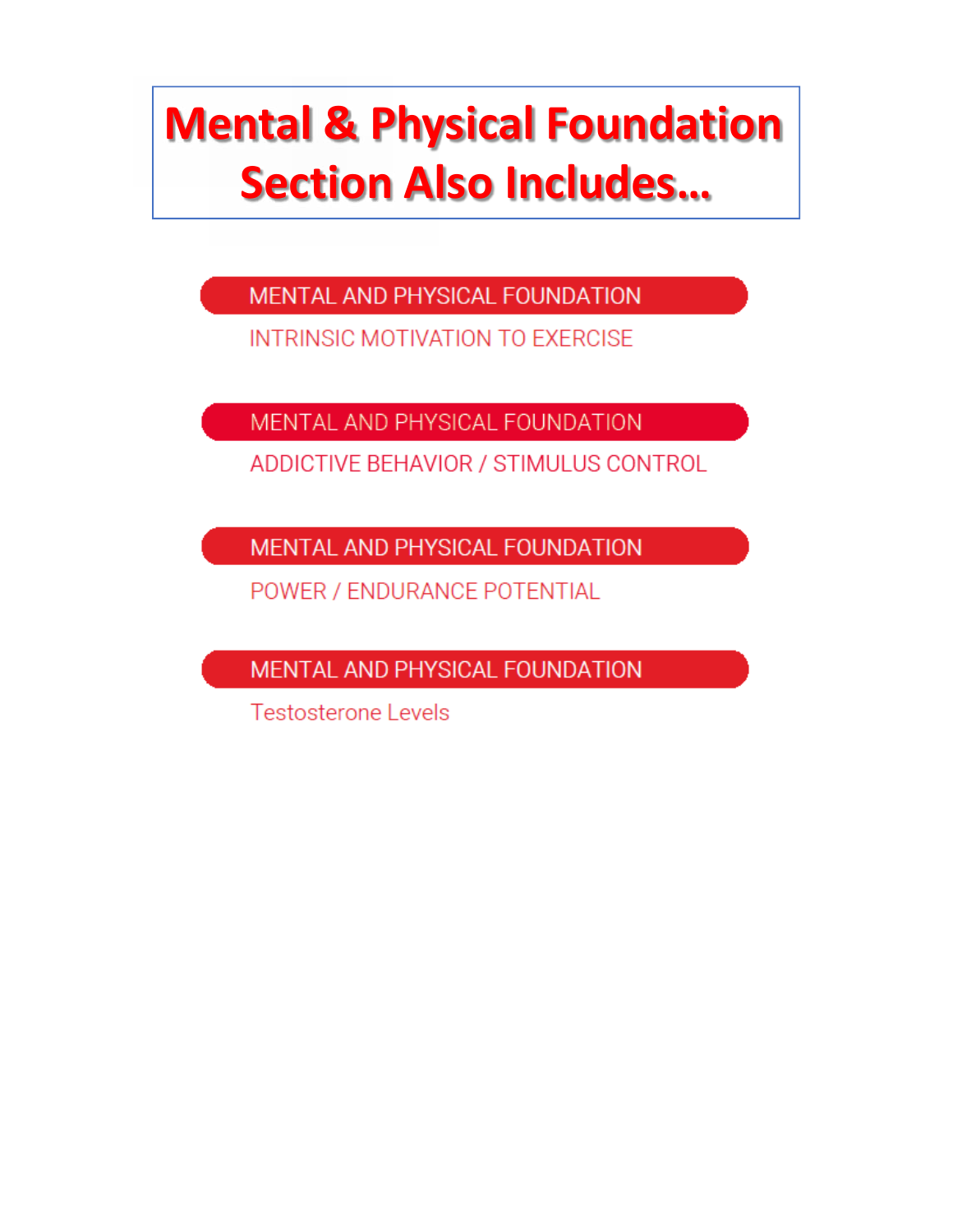# Mental & Physical Foundation Section Also Includes…

**MENTAL AND PHYSICAL FOUNDATION**

INTRINSIC MOTIVATION TO EXERCISE

**MENTAL AND PHYSICAL FOUNDATION**

ADDICTIVE BEHAVIOR / STIMULUS CONTROL

**MENTAL AND PHYSICAL FOUNDATION**

POWER / ENDURANCE POTENTIAL

**MENTAL AND PHYSICAL FOUNDATION**

Testosterone Levels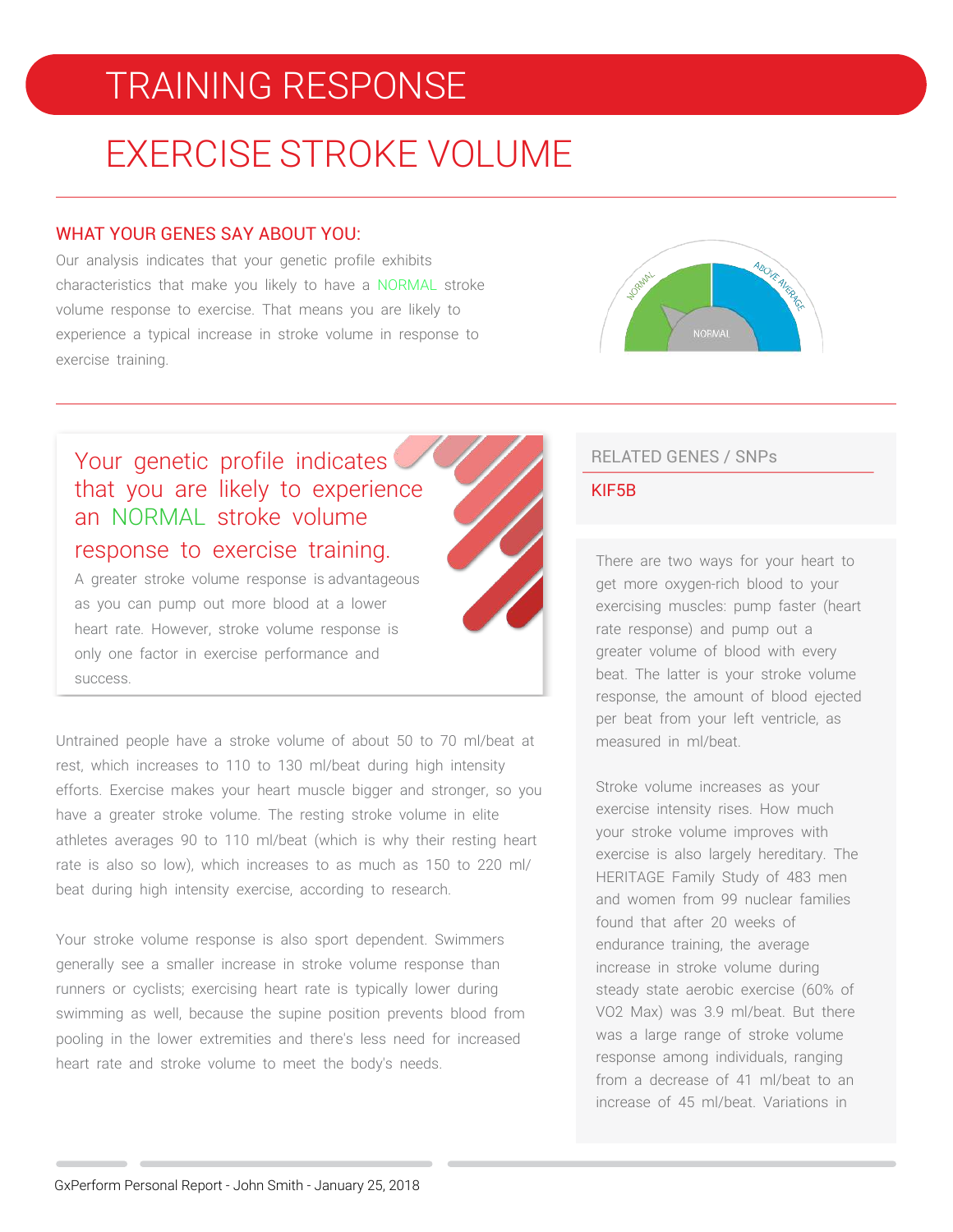# TRAINING RESPONSE

## EXERCISE STROKE VOLUME

### WHAT YOUR GENES SAY ABOUT YOU:

Our analysis indicates that your genetic profile exhibits characteristics that make you likely to have a NORMAL stroke volume response to exercise. That means you are likely to experience a typical increase in stroke volume in response to exercise training.

NORMAL

ABOVE AVERAGE

NORMAL

Your genetic profile indicates that you are likely to experience an NORMAL stroke volume response to exercise training.

A greater stroke volume response is advantageous as you can pump out more blood at a lower heart rate. However, stroke volume response is only one factor in exercise performance and success.

Untrained people have a stroke volume of about 50 to 70 ml/beat at rest, which increases to 110 to 130 ml/beat during high intensity efforts. Exercise makes your heart muscle bigger and stronger, so you have a greater stroke volume. The resting stroke volume in elite athletes averages 90 to 110 ml/beat (which is why their resting heart rate is also so low), which increases to as much as 150 to 220 ml/beat during high intensity exercise, according to research.

Your stroke volume response is also sport dependent. Swimmers generally see a smaller increase in stroke volume response than runners or cyclists; exercising heart rate is typically lower during swimming as well, because the supine position prevents blood from pooling in the lower extremities and there's less need for increased heart rate and stroke volume to meet the body's needs.

### RELATED GENES / SNPs

KIF5B

There are two ways for your heart to get more oxygen-rich blood to your exercising muscles: pump faster (heart rate response) and pump out a greater volume of blood with every beat. The latter is your stroke volume response, the amount of blood ejected per beat from your left ventricle, as measured in ml/beat.

Stroke volume increases as your exercise intensity rises. How much your stroke volume improves with exercise is also largely hereditary. The HERITAGE Family Study of 483 men and women from 99 nuclear families found that after 20 weeks of endurance training, the average increase in stroke volume during steady state aerobic exercise (60% of VO2 Max) was 3.9 ml/beat. But there was a large range of stroke volume response among individuals, ranging from a decrease of 41 ml/beat to an increase of 45 ml/beat. Variations in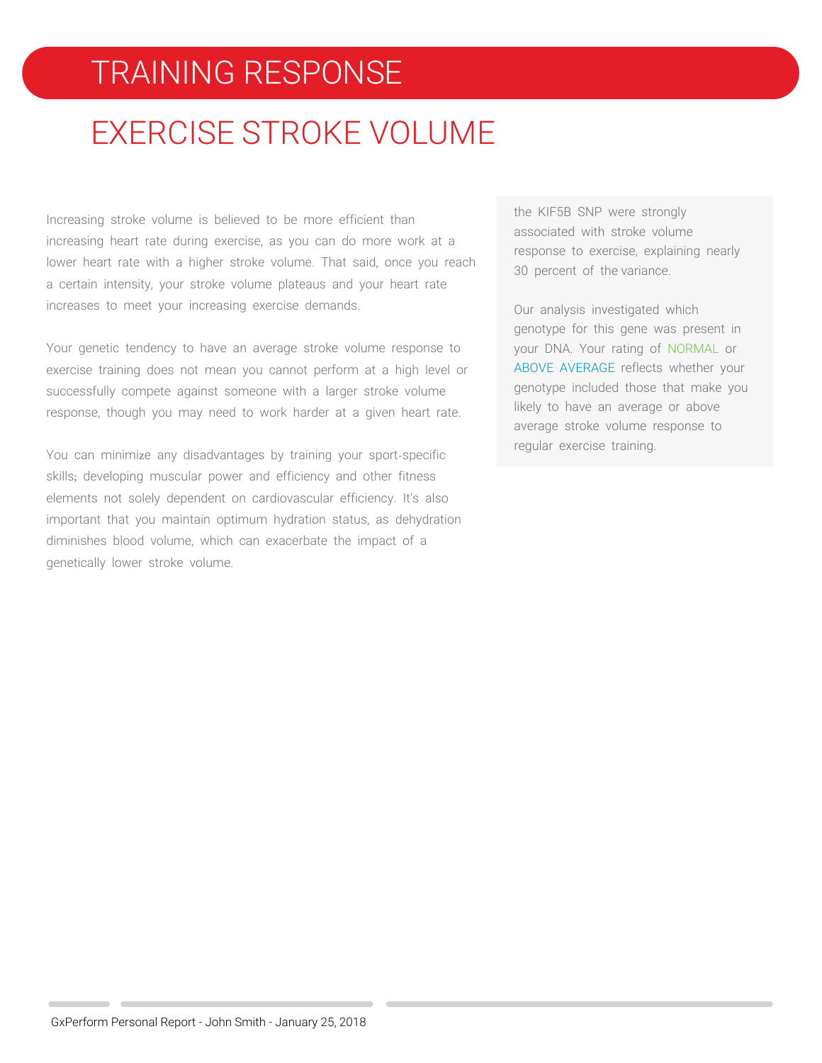# TRAINING RESPONSE

## EXERCISE STROKE VOLUME

Increasing stroke volume is believed to be more efficient than increasing heart rate during exercise, as you can do more work at a lower heart rate with a higher stroke volume. That said, once you reach a certain intensity, your stroke volume plateaus and your heart rate increases to meet your increasing exercise demands.

Your genetic tendency to have an average stroke volume response to exercise training does not mean you cannot perform at a high level or successfully compete against someone with a larger stroke volume response, though you may need to work harder at a given heart rate.

You can minimize any disadvantages by training your sport-specific skills; developing muscular power and efficiency and other fitness elements not solely dependent on cardiovascular efficiency. It's also important that you maintain optimum hydration status, as dehydration diminishes blood volume, which can exacerbate the impact of a genetically lower stroke volume.

the KIF5B SNP were strongly associated with stroke volume response to exercise, explaining nearly 30 percent of the variance.

Our analysis investigated which genotype for this gene was present in your DNA. Your rating of NORMAL or ABOVE AVERAGE reflects whether your genotype included those that make you likely to have an average or above average stroke volume response to regular exercise training.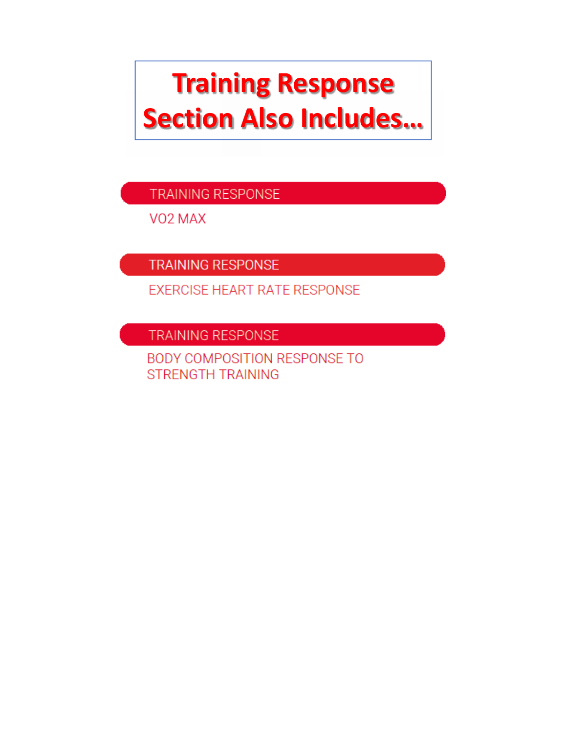# Training Response Section Also Includes…

**TRAINING RESPONSE**

VO2 MAX

**TRAINING RESPONSE**

EXERCISE HEART RATE RESPONSE

**TRAINING RESPONSE**

BODY COMPOSITION RESPONSE TO STRENGTH TRAINING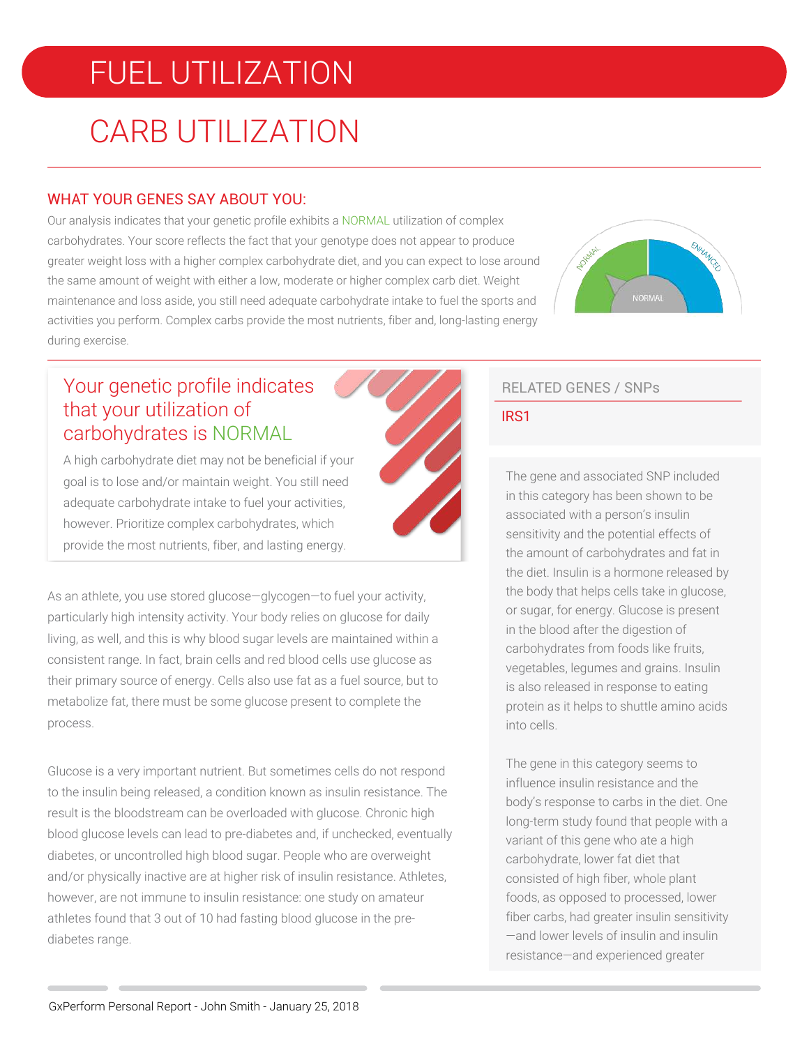# FUEL UTILIZATION

## CARB UTILIZATION

### WHAT YOUR GENES SAY ABOUT YOU:

Our analysis indicates that your genetic profile exhibits a NORMAL utilization of complex carbohydrates. Your score reflects the fact that your genotype does not appear to produce greater weight loss with a higher complex carbohydrate diet, and you can expect to lose around the same amount of weight with either a low, moderate or higher complex carb diet. Weight maintenance and loss aside, you still need adequate carbohydrate intake to fuel the sports and activities you perform. Complex carbs provide the most nutrients, fiber and, long-lasting energy during exercise.

NORMAL | ENHANCED

NORMAL

### Your genetic profile indicates that your utilization of carbohydrates is NORMAL

A high carbohydrate diet may not be beneficial if your goal is to lose and/or maintain weight. You still need adequate carbohydrate intake to fuel your activities, however. Prioritize complex carbohydrates, which provide the most nutrients, fiber, and lasting energy.

As an athlete, you use stored glucose—glycogen—to fuel your activity, particularly high intensity activity. Your body relies on glucose for daily living, as well, and this is why blood sugar levels are maintained within a consistent range. In fact, brain cells and red blood cells use glucose as their primary source of energy. Cells also use fat as a fuel source, but to metabolize fat, there must be some glucose present to complete the process.

Glucose is a very important nutrient. But sometimes cells do not respond to the insulin being released, a condition known as insulin resistance. The result is the bloodstream can be overloaded with glucose. Chronic high blood glucose levels can lead to pre-diabetes and, if unchecked, eventually diabetes, or uncontrolled high blood sugar. People who are overweight and/or physically inactive are at higher risk of insulin resistance. Athletes, however, are not immune to insulin resistance: one study on amateur athletes found that 3 out of 10 had fasting blood glucose in the pre-diabetes range.

#### RELATED GENES / SNPs

IRS1

The gene and associated SNP included in this category has been shown to be associated with a person's insulin sensitivity and the potential effects of the amount of carbohydrates and fat in the diet. Insulin is a hormone released by the body that helps cells take in glucose, or sugar, for energy. Glucose is present in the blood after the digestion of carbohydrates from foods like fruits, vegetables, legumes and grains. Insulin is also released in response to eating protein as it helps to shuttle amino acids into cells.

The gene in this category seems to influence insulin resistance and the body's response to carbs in the diet. One long-term study found that people with a variant of this gene who ate a high carbohydrate, lower fat diet that consisted of high fiber, whole plant foods, as opposed to processed, lower fiber carbs, had greater insulin sensitivity —and lower levels of insulin and insulin resistance—and experienced greater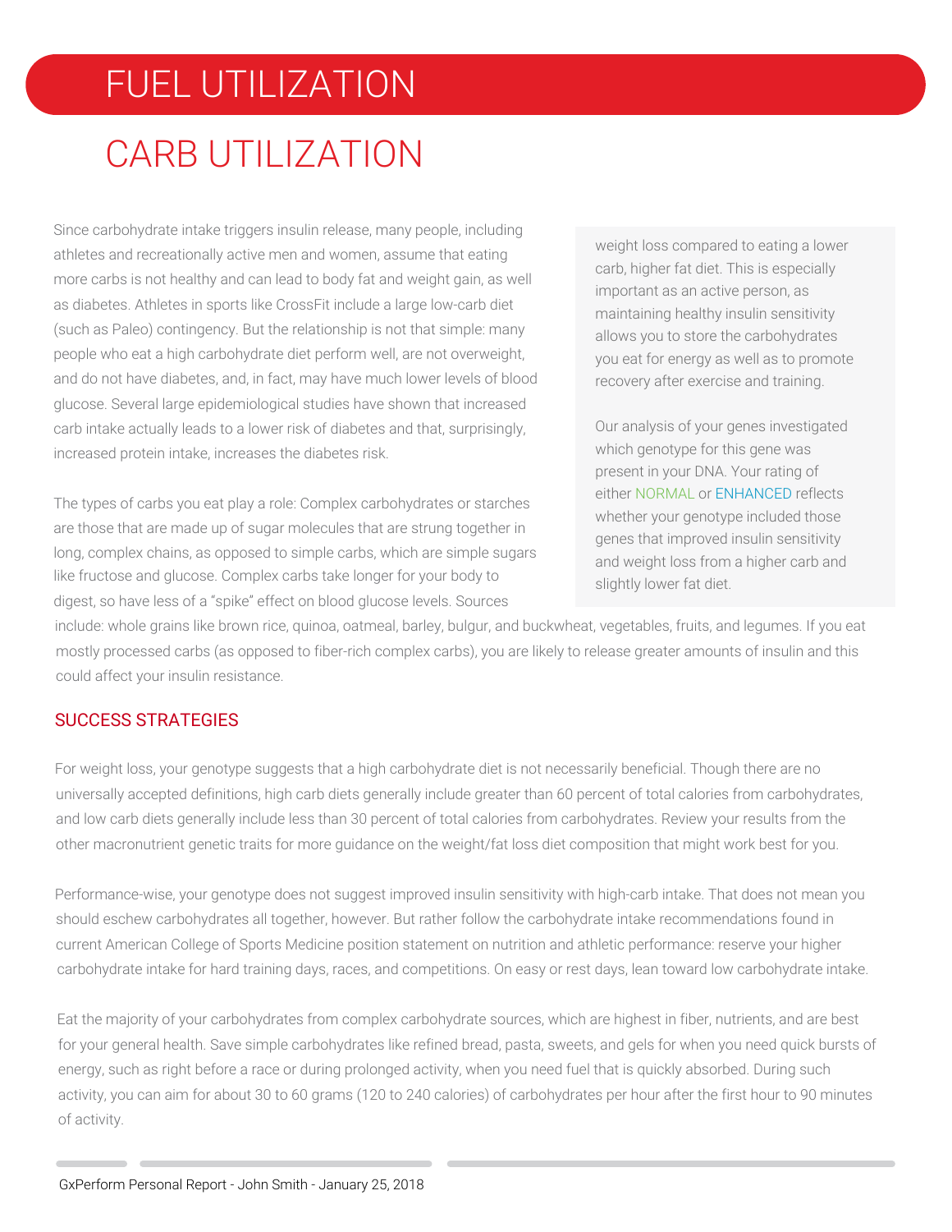# FUEL UTILIZATION

## CARB UTILIZATION

Since carbohydrate intake triggers insulin release, many people, including athletes and recreationally active men and women, assume that eating more carbs is not healthy and can lead to body fat and weight gain, as well as diabetes. Athletes in sports like CrossFit include a large low-carb diet (such as Paleo) contingency. But the relationship is not that simple: many people who eat a high carbohydrate diet perform well, are not overweight, and do not have diabetes, and, in fact, may have much lower levels of blood glucose. Several large epidemiological studies have shown that increased carb intake actually leads to a lower risk of diabetes and that, surprisingly, increased protein intake, increases the diabetes risk.

The types of carbs you eat play a role: Complex carbohydrates or starches are those that are made up of sugar molecules that are strung together in long, complex chains, as opposed to simple carbs, which are simple sugars like fructose and glucose. Complex carbs take longer for your body to digest, so have less of a “spike” effect on blood glucose levels. Sources include: whole grains like brown rice, quinoa, oatmeal, barley, bulgur, and buckwheat, vegetables, fruits, and legumes. If you eat mostly processed carbs (as opposed to fiber-rich complex carbs), you are likely to release greater amounts of insulin and this could affect your insulin resistance.

weight loss compared to eating a lower carb, higher fat diet. This is especially important as an active person, as maintaining healthy insulin sensitivity allows you to store the carbohydrates you eat for energy as well as to promote recovery after exercise and training.

Our analysis of your genes investigated which genotype for this gene was present in your DNA. Your rating of either NORMAL or ENHANCED reflects whether your genotype included those genes that improved insulin sensitivity and weight loss from a higher carb and slightly lower fat diet.

### SUCCESS STRATEGIES

For weight loss, your genotype suggests that a high carbohydrate diet is not necessarily beneficial. Though there are no universally accepted definitions, high carb diets generally include greater than 60 percent of total calories from carbohydrates, and low carb diets generally include less than 30 percent of total calories from carbohydrates. Review your results from the other macronutrient genetic traits for more guidance on the weight/fat loss diet composition that might work best for you.

Performance-wise, your genotype does not suggest improved insulin sensitivity with high-carb intake. That does not mean you should eschew carbohydrates all together, however. But rather follow the carbohydrate intake recommendations found in current American College of Sports Medicine position statement on nutrition and athletic performance: reserve your higher carbohydrate intake for hard training days, races, and competitions. On easy or rest days, lean toward low carbohydrate intake.

Eat the majority of your carbohydrates from complex carbohydrate sources, which are highest in fiber, nutrients, and are best for your general health. Save simple carbohydrates like refined bread, pasta, sweets, and gels for when you need quick bursts of energy, such as right before a race or during prolonged activity, when you need fuel that is quickly absorbed. During such activity, you can aim for about 30 to 60 grams (120 to 240 calories) of carbohydrates per hour after the first hour to 90 minutes of activity.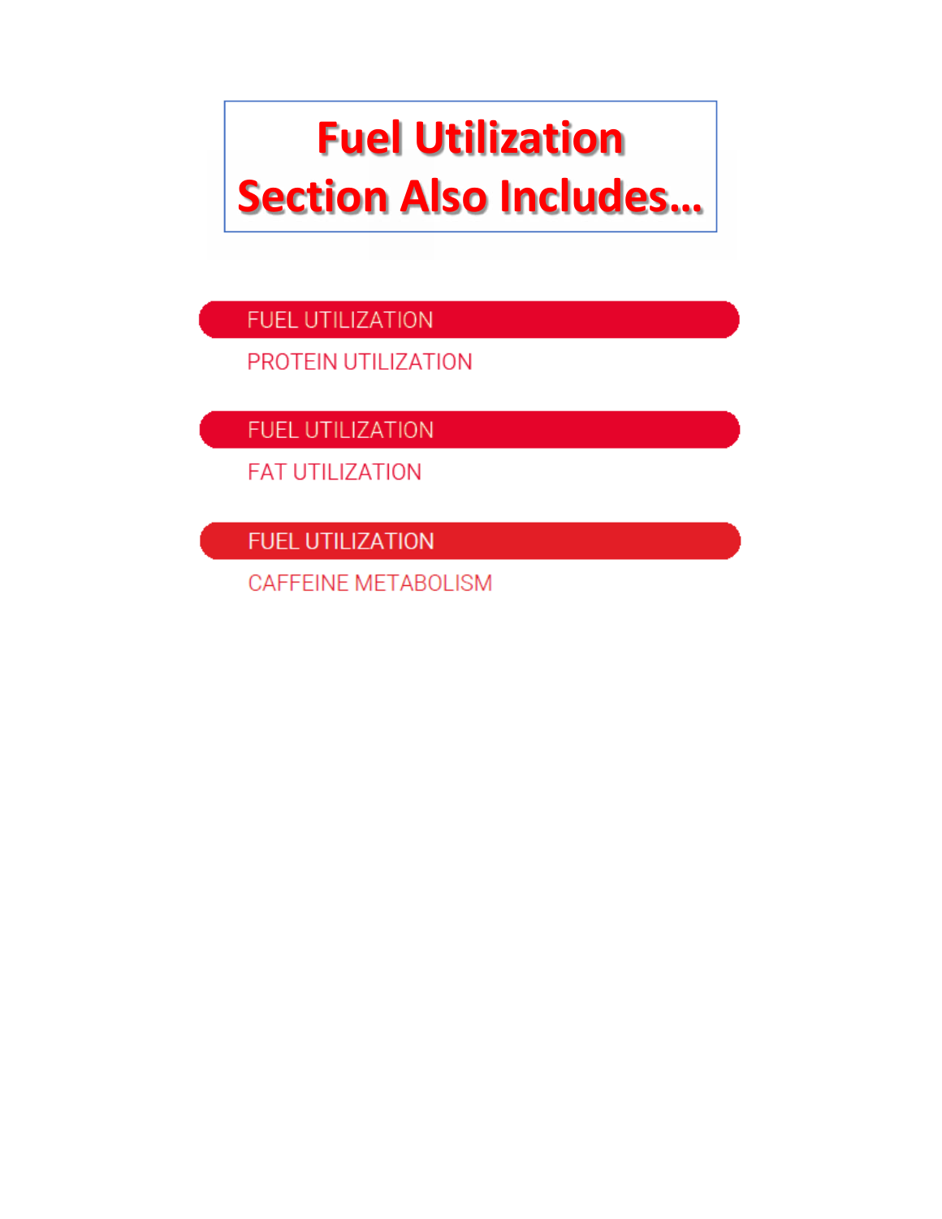# Fuel Utilization Section Also Includes…

**FUEL UTILIZATION**

PROTEIN UTILIZATION

**FUEL UTILIZATION**

FAT UTILIZATION

**FUEL UTILIZATION**

CAFFEINE METABOLISM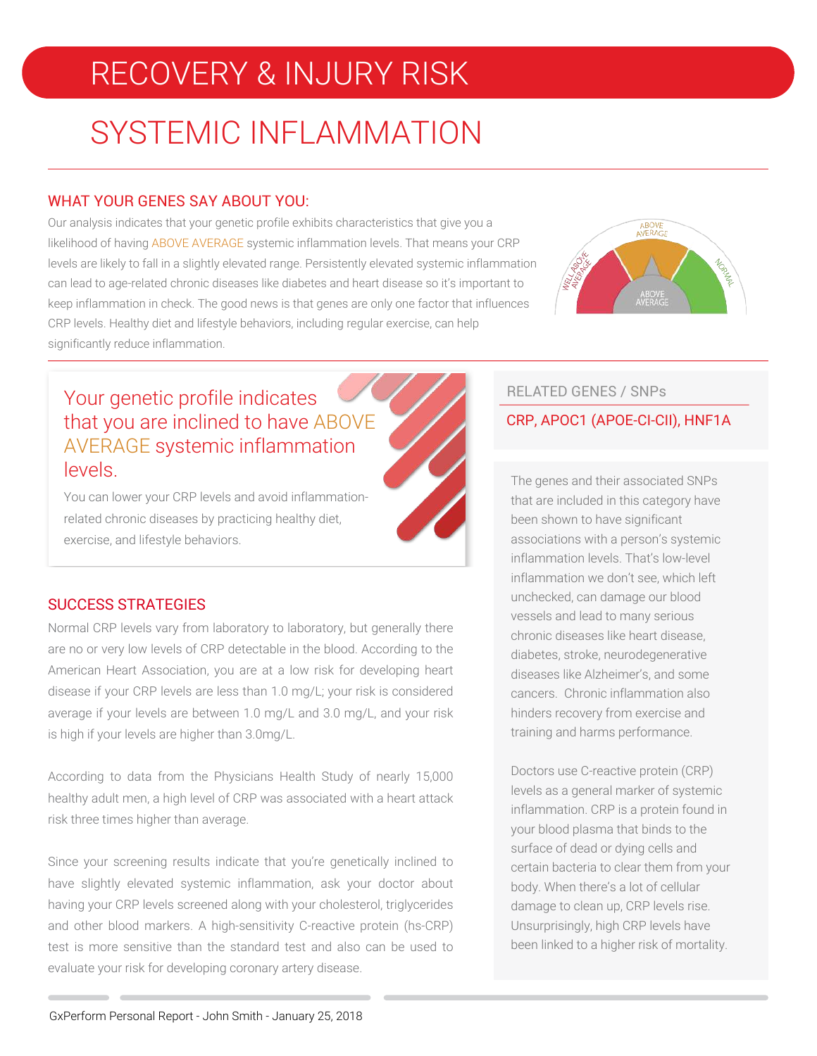# RECOVERY & INJURY RISK

## SYSTEMIC INFLAMMATION

### WHAT YOUR GENES SAY ABOUT YOU:

Our analysis indicates that your genetic profile exhibits characteristics that give you a likelihood of having ABOVE AVERAGE systemic inflammation levels. That means your CRP levels are likely to fall in a slightly elevated range. Persistently elevated systemic inflammation can lead to age-related chronic diseases like diabetes and heart disease so it's important to keep inflammation in check. The good news is that genes are only one factor that influences CRP levels. Healthy diet and lifestyle behaviors, including regular exercise, can help significantly reduce inflammation.

WELL ABOVE AVERAGE | ABOVE AVERAGE | NORMAL

ABOVE AVERAGE

Your genetic profile indicates that you are inclined to have ABOVE AVERAGE systemic inflammation levels.

You can lower your CRP levels and avoid inflammation-related chronic diseases by practicing healthy diet, exercise, and lifestyle behaviors.

### SUCCESS STRATEGIES

Normal CRP levels vary from laboratory to laboratory, but generally there are no or very low levels of CRP detectable in the blood. According to the American Heart Association, you are at a low risk for developing heart disease if your CRP levels are less than 1.0 mg/L; your risk is considered average if your levels are between 1.0 mg/L and 3.0 mg/L, and your risk is high if your levels are higher than 3.0mg/L.

According to data from the Physicians Health Study of nearly 15,000 healthy adult men, a high level of CRP was associated with a heart attack risk three times higher than average.

Since your screening results indicate that you're genetically inclined to have slightly elevated systemic inflammation, ask your doctor about having your CRP levels screened along with your cholesterol, triglycerides and other blood markers. A high-sensitivity C-reactive protein (hs-CRP) test is more sensitive than the standard test and also can be used to evaluate your risk for developing coronary artery disease.

### RELATED GENES / SNPs

CRP, APOC1 (APOE-CI-CII), HNF1A

The genes and their associated SNPs that are included in this category have been shown to have significant associations with a person's systemic inflammation levels. That's low-level inflammation we don't see, which left unchecked, can damage our blood vessels and lead to many serious chronic diseases like heart disease, diabetes, stroke, neurodegenerative diseases like Alzheimer's, and some cancers. Chronic inflammation also hinders recovery from exercise and training and harms performance.

Doctors use C-reactive protein (CRP) levels as a general marker of systemic inflammation. CRP is a protein found in your blood plasma that binds to the surface of dead or dying cells and certain bacteria to clear them from your body. When there's a lot of cellular damage to clean up, CRP levels rise. Unsurprisingly, high CRP levels have been linked to a higher risk of mortality.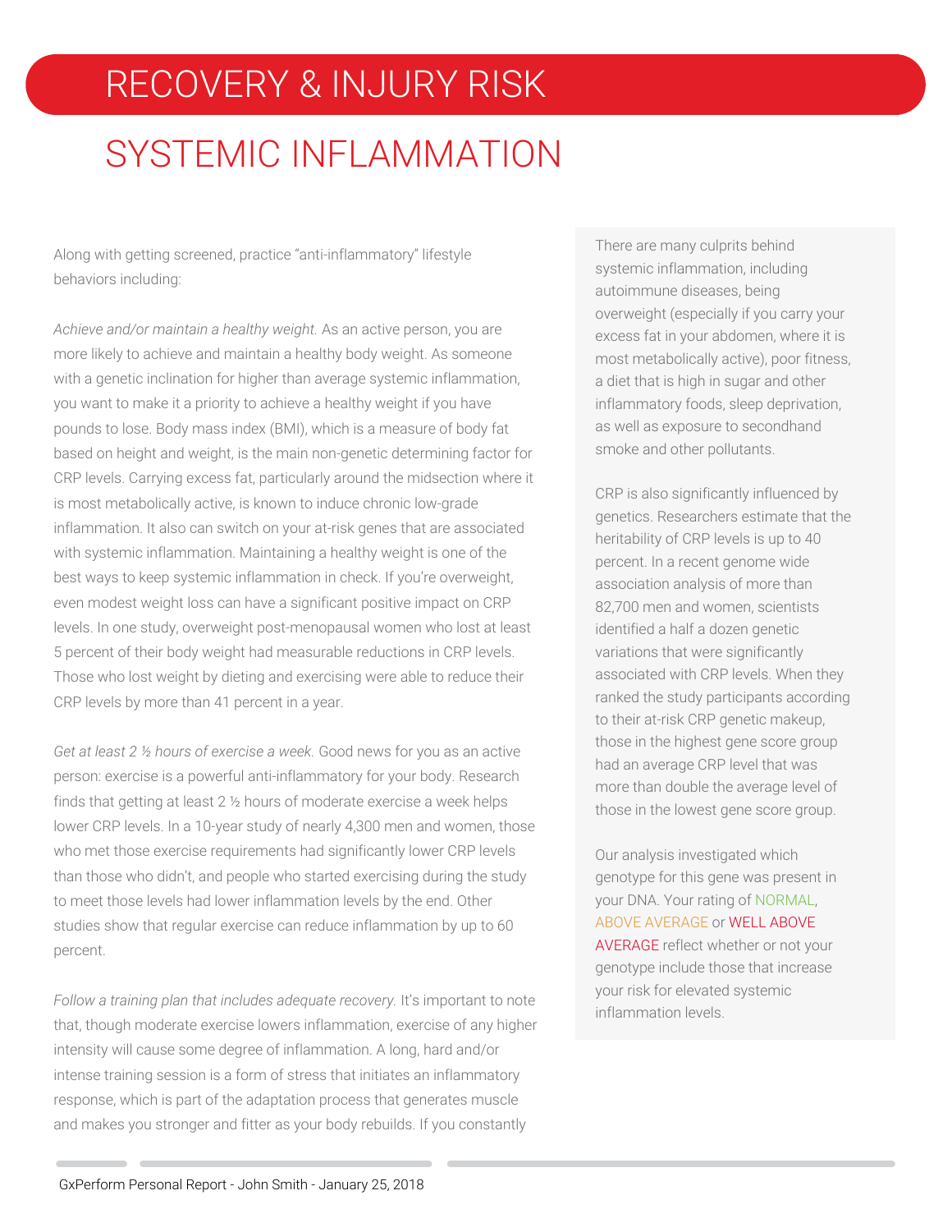# RECOVERY & INJURY RISK

## SYSTEMIC INFLAMMATION

Along with getting screened, practice “anti-inflammatory” lifestyle behaviors including:

*Achieve and/or maintain a healthy weight.* As an active person, you are more likely to achieve and maintain a healthy body weight. As someone with a genetic inclination for higher than average systemic inflammation, you want to make it a priority to achieve a healthy weight if you have pounds to lose. Body mass index (BMI), which is a measure of body fat based on height and weight, is the main non-genetic determining factor for CRP levels. Carrying excess fat, particularly around the midsection where it is most metabolically active, is known to induce chronic low-grade inflammation. It also can switch on your at-risk genes that are associated with systemic inflammation. Maintaining a healthy weight is one of the best ways to keep systemic inflammation in check. If you’re overweight, even modest weight loss can have a significant positive impact on CRP levels. In one study, overweight post-menopausal women who lost at least 5 percent of their body weight had measurable reductions in CRP levels. Those who lost weight by dieting and exercising were able to reduce their CRP levels by more than 41 percent in a year.

*Get at least 2 ½ hours of exercise a week.* Good news for you as an active person: exercise is a powerful anti-inflammatory for your body. Research finds that getting at least 2 ½ hours of moderate exercise a week helps lower CRP levels. In a 10-year study of nearly 4,300 men and women, those who met those exercise requirements had significantly lower CRP levels than those who didn’t, and people who started exercising during the study to meet those levels had lower inflammation levels by the end. Other studies show that regular exercise can reduce inflammation by up to 60 percent.

*Follow a training plan that includes adequate recovery.* It’s important to note that, though moderate exercise lowers inflammation, exercise of any higher intensity will cause some degree of inflammation. A long, hard and/or intense training session is a form of stress that initiates an inflammatory response, which is part of the adaptation process that generates muscle and makes you stronger and fitter as your body rebuilds. If you constantly

There are many culprits behind systemic inflammation, including autoimmune diseases, being overweight (especially if you carry your excess fat in your abdomen, where it is most metabolically active), poor fitness, a diet that is high in sugar and other inflammatory foods, sleep deprivation, as well as exposure to secondhand smoke and other pollutants.

CRP is also significantly influenced by genetics. Researchers estimate that the heritability of CRP levels is up to 40 percent. In a recent genome wide association analysis of more than 82,700 men and women, scientists identified a half a dozen genetic variations that were significantly associated with CRP levels. When they ranked the study participants according to their at-risk CRP genetic makeup, those in the highest gene score group had an average CRP level that was more than double the average level of those in the lowest gene score group.

Our analysis investigated which genotype for this gene was present in your DNA. Your rating of NORMAL, ABOVE AVERAGE or WELL ABOVE AVERAGE reflect whether or not your genotype include those that increase your risk for elevated systemic inflammation levels.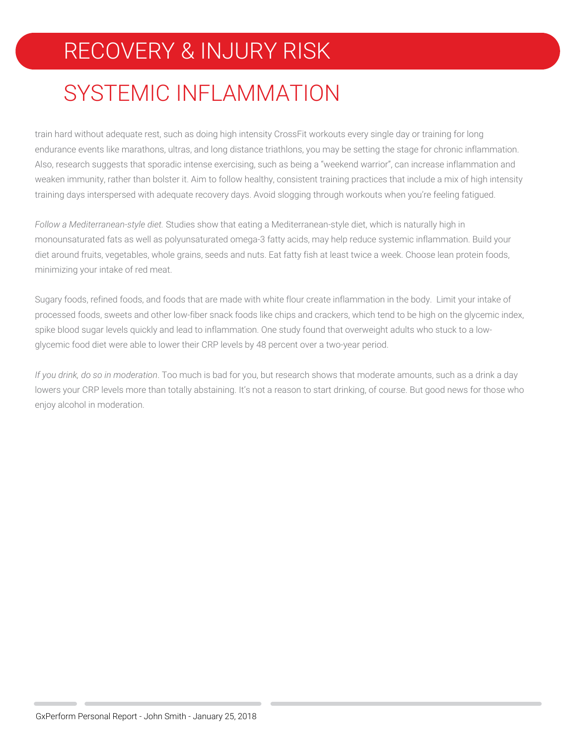# RECOVERY & INJURY RISK

## SYSTEMIC INFLAMMATION

train hard without adequate rest, such as doing high intensity CrossFit workouts every single day or training for long endurance events like marathons, ultras, and long distance triathlons, you may be setting the stage for chronic inflammation. Also, research suggests that sporadic intense exercising, such as being a "weekend warrior", can increase inflammation and weaken immunity, rather than bolster it. Aim to follow healthy, consistent training practices that include a mix of high intensity training days interspersed with adequate recovery days. Avoid slogging through workouts when you're feeling fatigued.

*Follow a Mediterranean-style diet.* Studies show that eating a Mediterranean-style diet, which is naturally high in monounsaturated fats as well as polyunsaturated omega-3 fatty acids, may help reduce systemic inflammation. Build your diet around fruits, vegetables, whole grains, seeds and nuts. Eat fatty fish at least twice a week. Choose lean protein foods, minimizing your intake of red meat.

Sugary foods, refined foods, and foods that are made with white flour create inflammation in the body. Limit your intake of processed foods, sweets and other low-fiber snack foods like chips and crackers, which tend to be high on the glycemic index, spike blood sugar levels quickly and lead to inflammation. One study found that overweight adults who stuck to a low-glycemic food diet were able to lower their CRP levels by 48 percent over a two-year period.

*If you drink, do so in moderation*. Too much is bad for you, but research shows that moderate amounts, such as a drink a day lowers your CRP levels more than totally abstaining. It's not a reason to start drinking, of course. But good news for those who enjoy alcohol in moderation.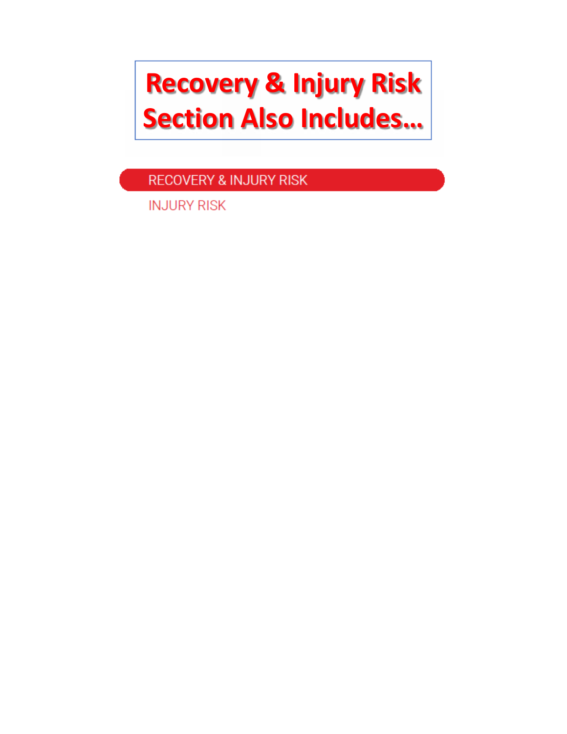# Recovery & Injury Risk Section Also Includes…

## RECOVERY & INJURY RISK

### INJURY RISK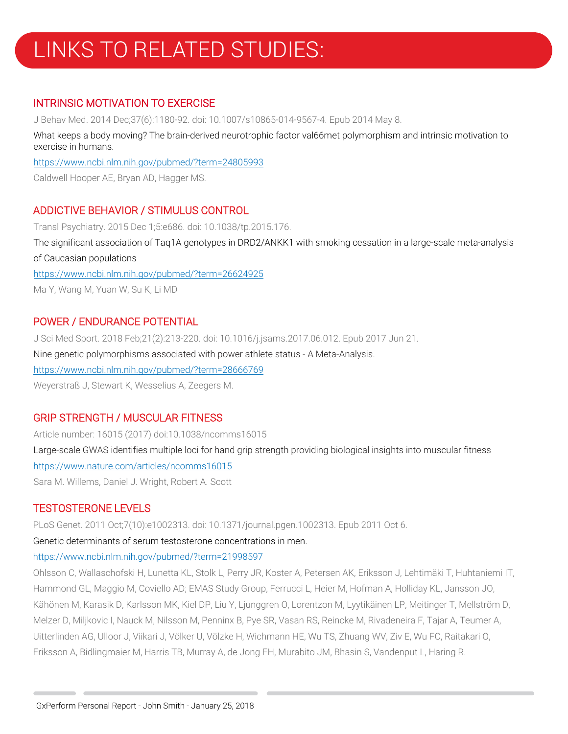# LINKS TO RELATED STUDIES:

## INTRINSIC MOTIVATION TO EXERCISE

J Behav Med. 2014 Dec;37(6):1180-92. doi: 10.1007/s10865-014-9567-4. Epub 2014 May 8.

What keeps a body moving? The brain-derived neurotrophic factor val66met polymorphism and intrinsic motivation to exercise in humans.

https://www.ncbi.nlm.nih.gov/pubmed/?term=24805993

Caldwell Hooper AE, Bryan AD, Hagger MS.

## ADDICTIVE BEHAVIOR / STIMULUS CONTROL

Transl Psychiatry. 2015 Dec 1;5:e686. doi: 10.1038/tp.2015.176.

The significant association of Taq1A genotypes in DRD2/ANKK1 with smoking cessation in a large-scale meta-analysis of Caucasian populations

https://www.ncbi.nlm.nih.gov/pubmed/?term=26624925

Ma Y, Wang M, Yuan W, Su K, Li MD

## POWER / ENDURANCE POTENTIAL

J Sci Med Sport. 2018 Feb;21(2):213-220. doi: 10.1016/j.jsams.2017.06.012. Epub 2017 Jun 21.

Nine genetic polymorphisms associated with power athlete status - A Meta-Analysis.

https://www.ncbi.nlm.nih.gov/pubmed/?term=28666769

Weyerstraß J, Stewart K, Wesselius A, Zeegers M.

## GRIP STRENGTH / MUSCULAR FITNESS

Article number: 16015 (2017) doi:10.1038/ncomms16015

Large-scale GWAS identifies multiple loci for hand grip strength providing biological insights into muscular fitness

https://www.nature.com/articles/ncomms16015

Sara M. Willems, Daniel J. Wright, Robert A. Scott

## TESTOSTERONE LEVELS

PLoS Genet. 2011 Oct;7(10):e1002313. doi: 10.1371/journal.pgen.1002313. Epub 2011 Oct 6.

Genetic determinants of serum testosterone concentrations in men.

https://www.ncbi.nlm.nih.gov/pubmed/?term=21998597

Ohlsson C, Wallaschofski H, Lunetta KL, Stolk L, Perry JR, Koster A, Petersen AK, Eriksson J, Lehtimäki T, Huhtaniemi IT, Hammond GL, Maggio M, Coviello AD; EMAS Study Group, Ferrucci L, Heier M, Hofman A, Holliday KL, Jansson JO, Kähönen M, Karasik D, Karlsson MK, Kiel DP, Liu Y, Ljunggren O, Lorentzon M, Lyytikäinen LP, Meitinger T, Mellström D, Melzer D, Miljkovic I, Nauck M, Nilsson M, Penninx B, Pye SR, Vasan RS, Reincke M, Rivadeneira F, Tajar A, Teumer A, Uitterlinden AG, Ulloor J, Viikari J, Völker U, Völzke H, Wichmann HE, Wu TS, Zhuang WV, Ziv E, Wu FC, Raitakari O, Eriksson A, Bidlingmaier M, Harris TB, Murray A, de Jong FH, Murabito JM, Bhasin S, Vandenput L, Haring R.